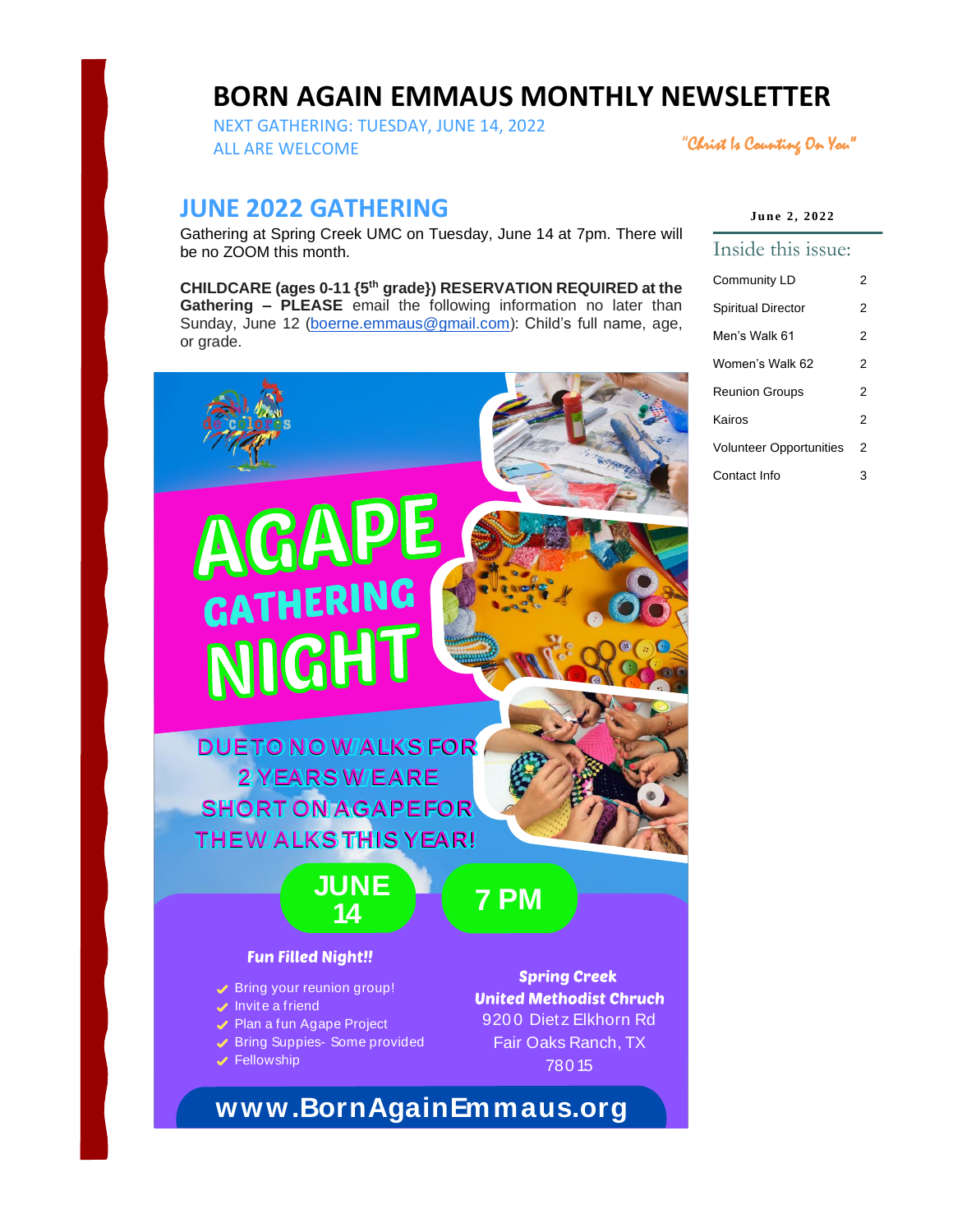# BORN AGAIN EMMAUS MONTHLY NEWSLETTER

NEXT GATHERING: TUESDAY, JUNE 14, 2022
ALL ARE WELCOME

*"Christ Is Counting On You"*

**June 2, 2022**

## Inside this issue:

| | |
|---|---|
| Community LD | 2 |
| Spiritual Director | 2 |
| Men's Walk 61 | 2 |
| Women's Walk 62 | 2 |
| Reunion Groups | 2 |
| Kairos | 2 |
| Volunteer Opportunities | 2 |
| Contact Info | 3 |

## JUNE 2022 GATHERING

Gathering at Spring Creek UMC on Tuesday, June 14 at 7pm. There will be no ZOOM this month.

**CHILDCARE (ages 0-11 {5th grade}) RESERVATION REQUIRED at the Gathering – PLEASE** email the following information no later than Sunday, June 12 (boerne.emmaus@gmail.com): Child's full name, age, or grade.

de colores

# AGAPE GATHERING NIGHT

DUE TO NO WALKS FOR 2 YEARS WE ARE SHORT ON AGAPE FOR THE WALKS THIS YEAR!

JUNE 14 — 7 PM

**Fun Filled Night!!**

- Bring your reunion group!
- Invite a friend
- Plan a fun Agape Project
- Bring Suppies- Some provided
- Fellowship

**Spring Creek United Methodist Chruch**
9200 Dietz Elkhorn Rd
Fair Oaks Ranch, TX
78015

**www.BornAgainEmmaus.org**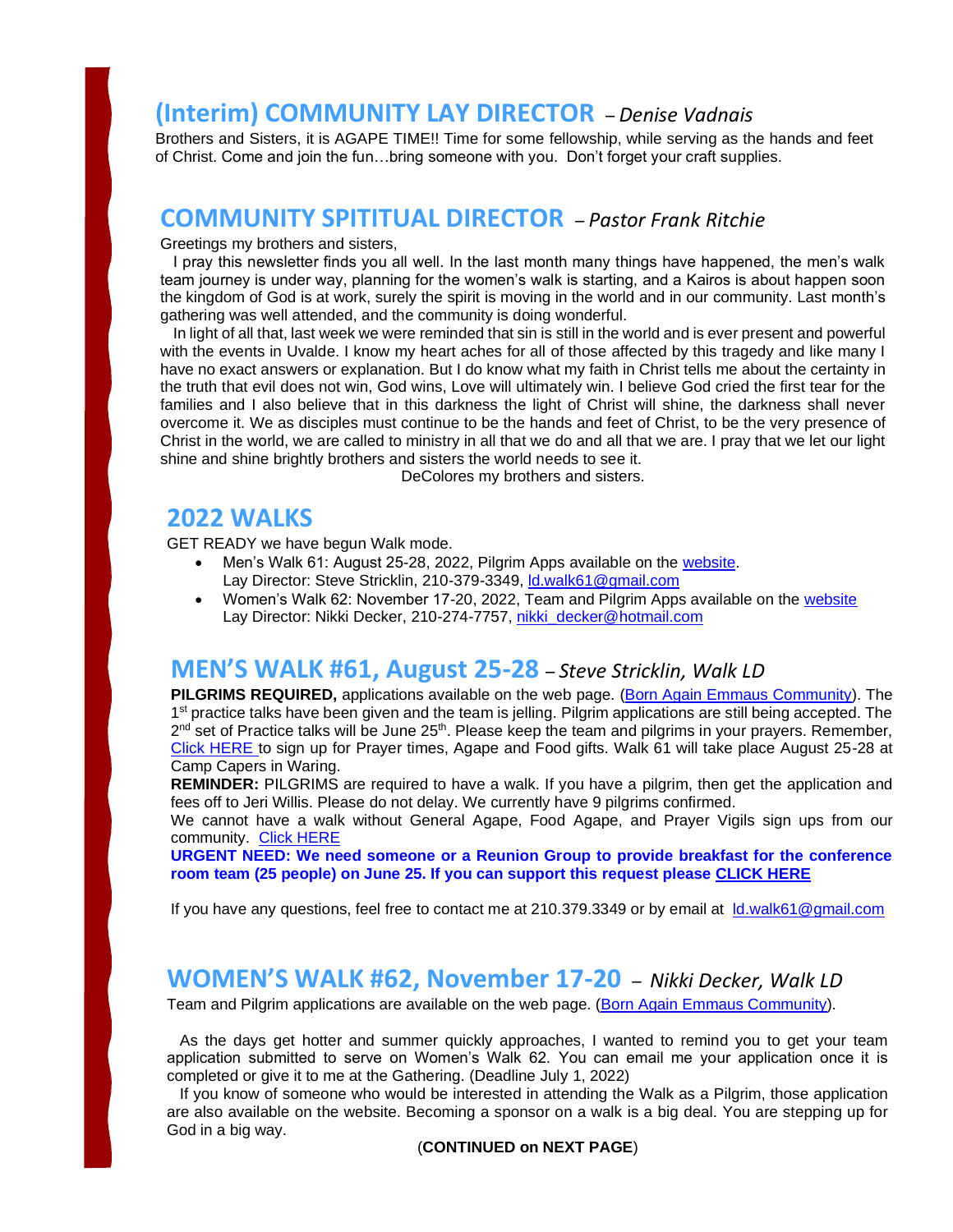## (Interim) COMMUNITY LAY DIRECTOR – *Denise Vadnais*

Brothers and Sisters, it is AGAPE TIME!! Time for some fellowship, while serving as the hands and feet of Christ. Come and join the fun…bring someone with you. Don't forget your craft supplies.

## COMMUNITY SPITITUAL DIRECTOR – *Pastor Frank Ritchie*

Greetings my brothers and sisters,

I pray this newsletter finds you all well. In the last month many things have happened, the men's walk team journey is under way, planning for the women's walk is starting, and a Kairos is about happen soon the kingdom of God is at work, surely the spirit is moving in the world and in our community. Last month's gathering was well attended, and the community is doing wonderful.

In light of all that, last week we were reminded that sin is still in the world and is ever present and powerful with the events in Uvalde. I know my heart aches for all of those affected by this tragedy and like many I have no exact answers or explanation. But I do know what my faith in Christ tells me about the certainty in the truth that evil does not win, God wins, Love will ultimately win. I believe God cried the first tear for the families and I also believe that in this darkness the light of Christ will shine, the darkness shall never overcome it. We as disciples must continue to be the hands and feet of Christ, to be the very presence of Christ in the world, we are called to ministry in all that we do and all that we are. I pray that we let our light shine and shine brightly brothers and sisters the world needs to see it.

DeColores my brothers and sisters.

## 2022 WALKS

GET READY we have begun Walk mode.

- Men's Walk 61: August 25-28, 2022, Pilgrim Apps available on the website.
  Lay Director: Steve Stricklin, 210-379-3349, ld.walk61@gmail.com
- Women's Walk 62: November 17-20, 2022, Team and Pilgrim Apps available on the website
  Lay Director: Nikki Decker, 210-274-7757, nikki_decker@hotmail.com

## MEN'S WALK #61, August 25-28 – *Steve Stricklin, Walk LD*

**PILGRIMS REQUIRED,** applications available on the web page. (Born Again Emmaus Community). The 1st practice talks have been given and the team is jelling. Pilgrim applications are still being accepted. The 2nd set of Practice talks will be June 25th. Please keep the team and pilgrims in your prayers. Remember, Click HERE to sign up for Prayer times, Agape and Food gifts. Walk 61 will take place August 25-28 at Camp Capers in Waring.

**REMINDER:** PILGRIMS are required to have a walk. If you have a pilgrim, then get the application and fees off to Jeri Willis. Please do not delay. We currently have 9 pilgrims confirmed.

We cannot have a walk without General Agape, Food Agape, and Prayer Vigils sign ups from our community. Click HERE

**URGENT NEED: We need someone or a Reunion Group to provide breakfast for the conference room team (25 people) on June 25. If you can support this request please CLICK HERE**

If you have any questions, feel free to contact me at 210.379.3349 or by email at ld.walk61@gmail.com

## WOMEN'S WALK #62, November 17-20 – *Nikki Decker, Walk LD*

Team and Pilgrim applications are available on the web page. (Born Again Emmaus Community).

As the days get hotter and summer quickly approaches, I wanted to remind you to get your team application submitted to serve on Women's Walk 62. You can email me your application once it is completed or give it to me at the Gathering. (Deadline July 1, 2022)

If you know of someone who would be interested in attending the Walk as a Pilgrim, those application are also available on the website. Becoming a sponsor on a walk is a big deal. You are stepping up for God in a big way.

(**CONTINUED on NEXT PAGE**)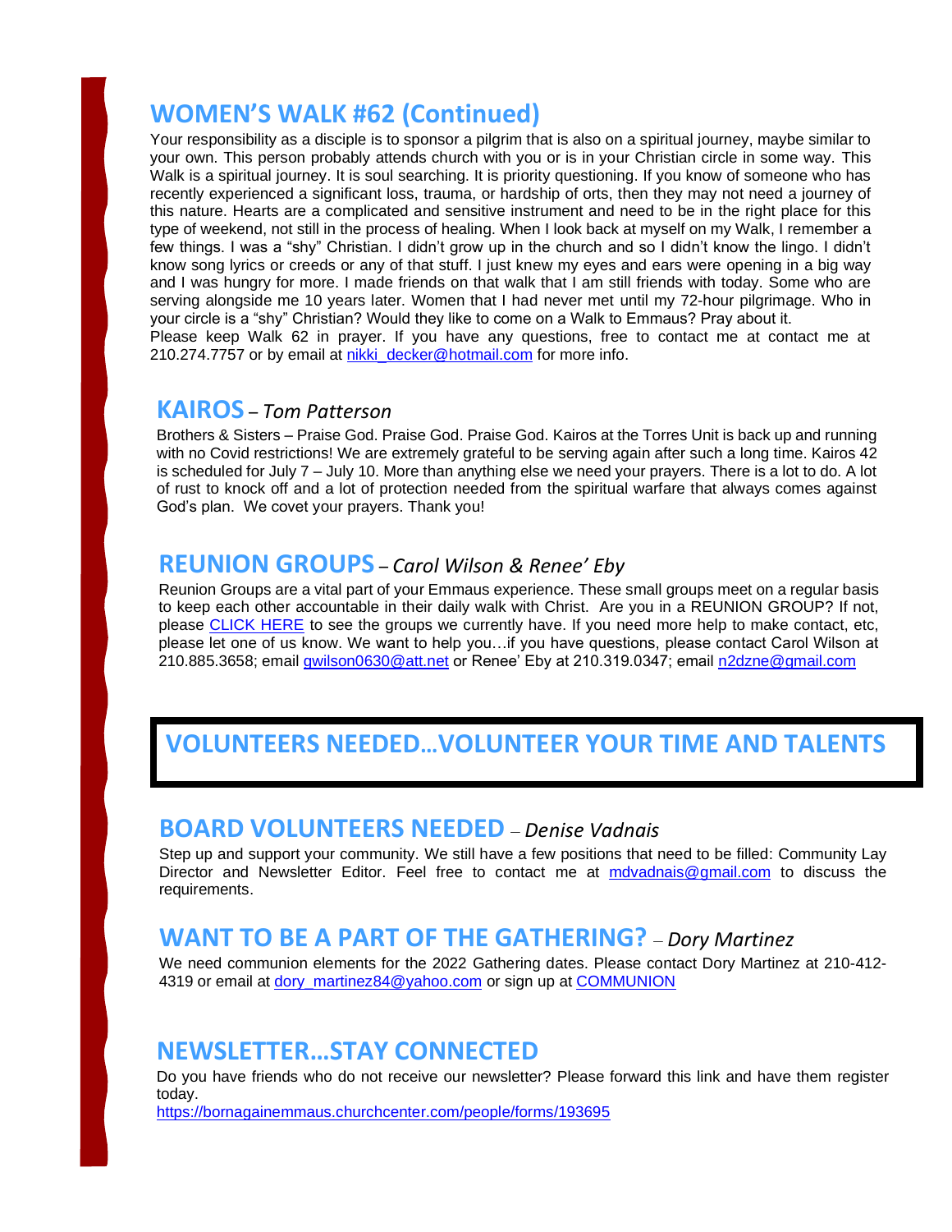## WOMEN'S WALK #62 (Continued)

Your responsibility as a disciple is to sponsor a pilgrim that is also on a spiritual journey, maybe similar to your own. This person probably attends church with you or is in your Christian circle in some way. This Walk is a spiritual journey. It is soul searching. It is priority questioning. If you know of someone who has recently experienced a significant loss, trauma, or hardship of orts, then they may not need a journey of this nature. Hearts are a complicated and sensitive instrument and need to be in the right place for this type of weekend, not still in the process of healing. When I look back at myself on my Walk, I remember a few things. I was a "shy" Christian. I didn't grow up in the church and so I didn't know the lingo. I didn't know song lyrics or creeds or any of that stuff. I just knew my eyes and ears were opening in a big way and I was hungry for more. I made friends on that walk that I am still friends with today. Some who are serving alongside me 10 years later. Women that I had never met until my 72-hour pilgrimage. Who in your circle is a "shy" Christian? Would they like to come on a Walk to Emmaus? Pray about it.

Please keep Walk 62 in prayer. If you have any questions, free to contact me at contact me at 210.274.7757 or by email at nikki_decker@hotmail.com for more info.

## KAIROS – *Tom Patterson*

Brothers & Sisters – Praise God. Praise God. Praise God. Kairos at the Torres Unit is back up and running with no Covid restrictions! We are extremely grateful to be serving again after such a long time. Kairos 42 is scheduled for July 7 – July 10. More than anything else we need your prayers. There is a lot to do. A lot of rust to knock off and a lot of protection needed from the spiritual warfare that always comes against God's plan. We covet your prayers. Thank you!

## REUNION GROUPS – *Carol Wilson & Renee' Eby*

Reunion Groups are a vital part of your Emmaus experience. These small groups meet on a regular basis to keep each other accountable in their daily walk with Christ. Are you in a REUNION GROUP? If not, please CLICK HERE to see the groups we currently have. If you need more help to make contact, etc, please let one of us know. We want to help you…if you have questions, please contact Carol Wilson at 210.885.3658; email gwilson0630@att.net or Renee' Eby at 210.319.0347; email n2dzne@gmail.com

## VOLUNTEERS NEEDED…VOLUNTEER YOUR TIME AND TALENTS

## BOARD VOLUNTEERS NEEDED – *Denise Vadnais*

Step up and support your community. We still have a few positions that need to be filled: Community Lay Director and Newsletter Editor. Feel free to contact me at mdvadnais@gmail.com to discuss the requirements.

## WANT TO BE A PART OF THE GATHERING? – *Dory Martinez*

We need communion elements for the 2022 Gathering dates. Please contact Dory Martinez at 210-412-4319 or email at dory_martinez84@yahoo.com or sign up at COMMUNION

## NEWSLETTER…STAY CONNECTED

Do you have friends who do not receive our newsletter? Please forward this link and have them register today.

https://bornagainemmaus.churchcenter.com/people/forms/193695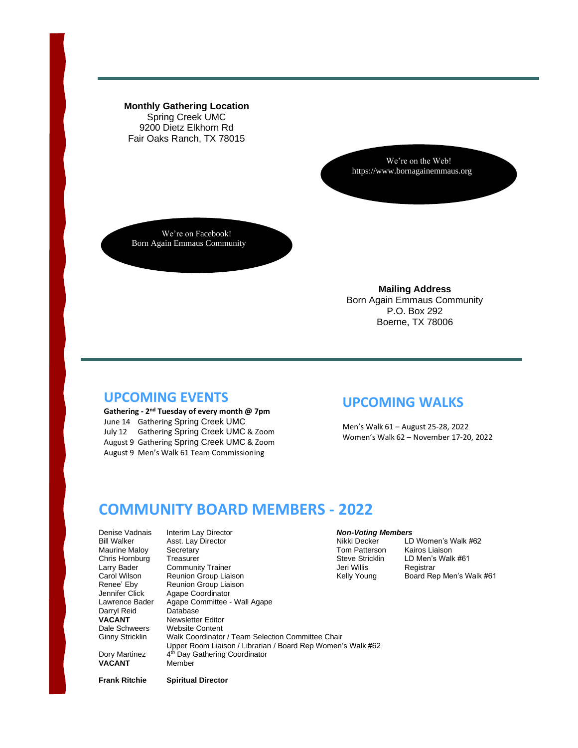**Monthly Gathering Location**
Spring Creek UMC
9200 Dietz Elkhorn Rd
Fair Oaks Ranch, TX 78015

We're on the Web!
https://www.bornagainemmaus.org

We're on Facebook!
Born Again Emmaus Community

**Mailing Address**
Born Again Emmaus Community
P.O. Box 292
Boerne, TX 78006

## UPCOMING EVENTS

**Gathering - 2nd Tuesday of every month @ 7pm**

June 14 Gathering Spring Creek UMC
July 12 Gathering Spring Creek UMC & Zoom
August 9 Gathering Spring Creek UMC & Zoom
August 9 Men's Walk 61 Team Commissioning

## UPCOMING WALKS

Men's Walk 61 – August 25-28, 2022
Women's Walk 62 – November 17-20, 2022

## COMMUNITY BOARD MEMBERS - 2022

| | |
|---|---|
| Denise Vadnais | Interim Lay Director |
| Bill Walker | Asst. Lay Director |
| Maurine Maloy | Secretary |
| Chris Hornburg | Treasurer |
| Larry Bader | Community Trainer |
| Carol Wilson | Reunion Group Liaison |
| Renee' Eby | Reunion Group Liaison |
| Jennifer Click | Agape Coordinator |
| Lawrence Bader | Agape Committee - Wall Agape |
| Darryl Reid | Database |
| **VACANT** | Newsletter Editor |
| Dale Schweers | Website Content |
| Ginny Stricklin | Walk Coordinator / Team Selection Committee Chair<br>Upper Room Liaison / Librarian / Board Rep Women's Walk #62 |
| Dory Martinez | 4th Day Gathering Coordinator |
| **VACANT** | Member |
| **Frank Ritchie** | **Spiritual Director** |

***Non-Voting Members***

| | |
|---|---|
| Nikki Decker | LD Women's Walk #62 |
| Tom Patterson | Kairos Liaison |
| Steve Stricklin | LD Men's Walk #61 |
| Jeri Willis | Registrar |
| Kelly Young | Board Rep Men's Walk #61 |